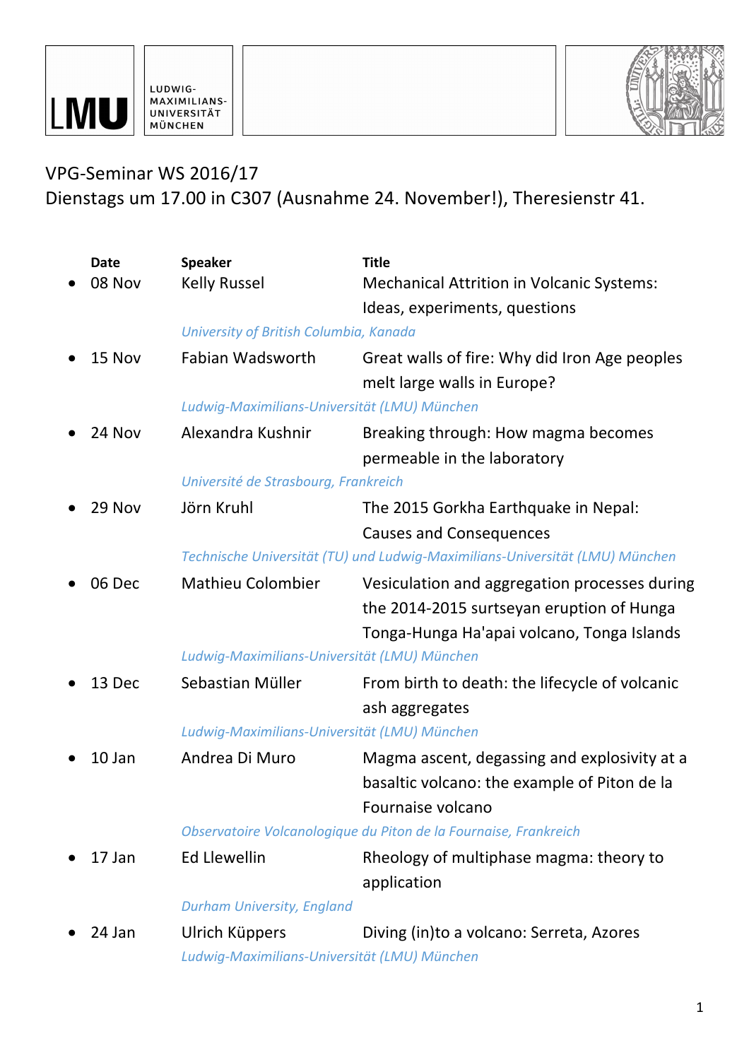LMU | LUDWIG-MAXIMILIANS-UNIVERSITÄT MÜNCHEN

VPG-Seminar WS 2016/17
Dienstags um 17.00 in C307 (Ausnahme 24. November!), Theresienstr 41.

| | Date | Speaker | Title |
|---|---|---|---|
| • | 08 Nov | Kelly Russel | Mechanical Attrition in Volcanic Systems: Ideas, experiments, questions |
| | | *University of British Columbia, Kanada* | |
| • | 15 Nov | Fabian Wadsworth | Great walls of fire: Why did Iron Age peoples melt large walls in Europe? |
| | | *Ludwig-Maximilians-Universität (LMU) München* | |
| • | 24 Nov | Alexandra Kushnir | Breaking through: How magma becomes permeable in the laboratory |
| | | *Université de Strasbourg, Frankreich* | |
| • | 29 Nov | Jörn Kruhl | The 2015 Gorkha Earthquake in Nepal: Causes and Consequences |
| | | *Technische Universität (TU) und Ludwig-Maximilians-Universität (LMU) München* | |
| • | 06 Dec | Mathieu Colombier | Vesiculation and aggregation processes during the 2014-2015 surtseyan eruption of Hunga Tonga-Hunga Ha'apai volcano, Tonga Islands |
| | | *Ludwig-Maximilians-Universität (LMU) München* | |
| • | 13 Dec | Sebastian Müller | From birth to death: the lifecycle of volcanic ash aggregates |
| | | *Ludwig-Maximilians-Universität (LMU) München* | |
| • | 10 Jan | Andrea Di Muro | Magma ascent, degassing and explosivity at a basaltic volcano: the example of Piton de la Fournaise volcano |
| | | *Observatoire Volcanologique du Piton de la Fournaise, Frankreich* | |
| • | 17 Jan | Ed Llewellin | Rheology of multiphase magma: theory to application |
| | | *Durham University, England* | |
| • | 24 Jan | Ulrich Küppers | Diving (in)to a volcano: Serreta, Azores |
| | | *Ludwig-Maximilians-Universität (LMU) München* | |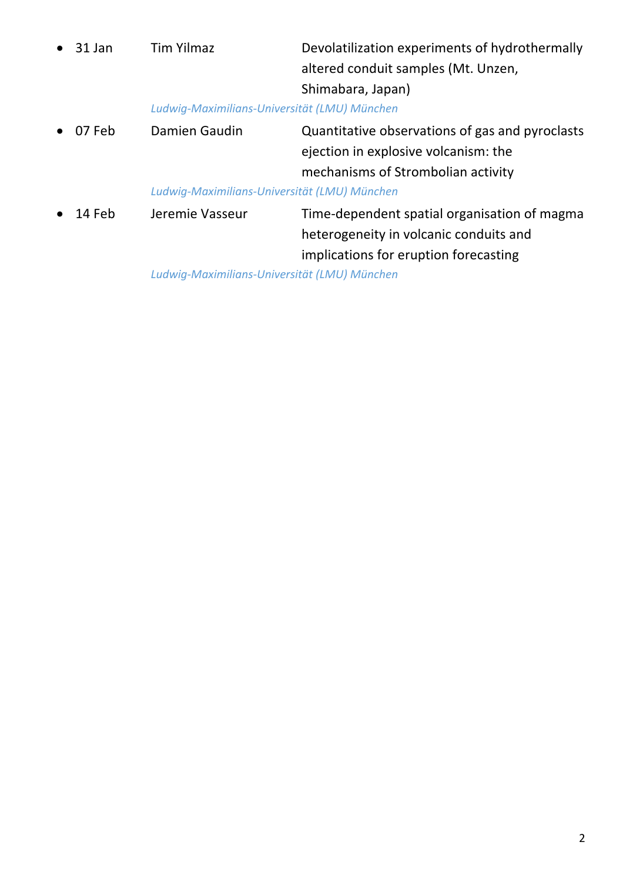- 31 Jan Tim Yilmaz Devolatilization experiments of hydrothermally altered conduit samples (Mt. Unzen, Shimabara, Japan)
  *Ludwig-Maximilians-Universität (LMU) München*
- 07 Feb Damien Gaudin Quantitative observations of gas and pyroclasts ejection in explosive volcanism: the mechanisms of Strombolian activity
  *Ludwig-Maximilians-Universität (LMU) München*
- 14 Feb Jeremie Vasseur Time-dependent spatial organisation of magma heterogeneity in volcanic conduits and implications for eruption forecasting
  *Ludwig-Maximilians-Universität (LMU) München*